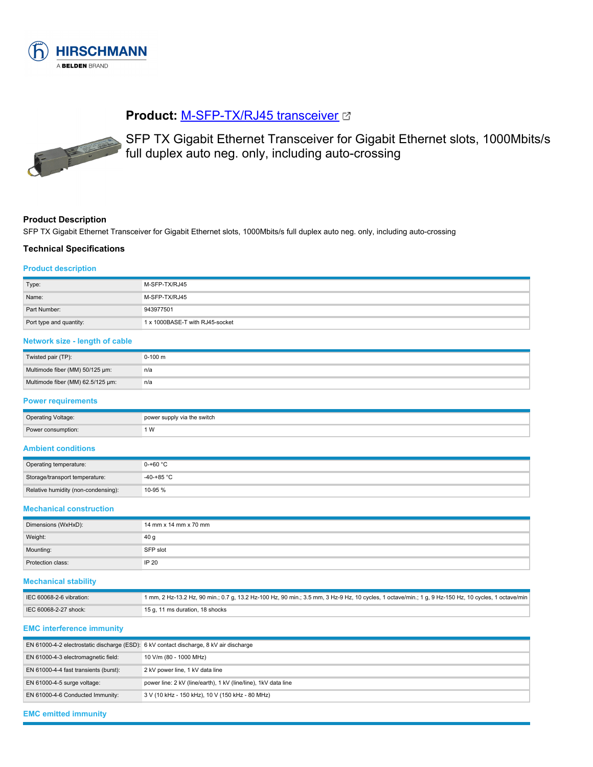HIRSCHMANN

A BELDEN BRAND

# Product: [M-SFP-TX/RJ45 transceiver]

SFP TX Gigabit Ethernet Transceiver for Gigabit Ethernet slots, 1000Mbits/s full duplex auto neg. only, including auto-crossing

## Product Description

SFP TX Gigabit Ethernet Transceiver for Gigabit Ethernet slots, 1000Mbits/s full duplex auto neg. only, including auto-crossing

## Technical Specifications

### Product description

| | |
|---|---|
| Type: | M-SFP-TX/RJ45 |
| Name: | M-SFP-TX/RJ45 |
| Part Number: | 943977501 |
| Port type and quantity: | 1 x 1000BASE-T with RJ45-socket |

### Network size - length of cable

| | |
|---|---|
| Twisted pair (TP): | 0-100 m |
| Multimode fiber (MM) 50/125 µm: | n/a |
| Multimode fiber (MM) 62.5/125 µm: | n/a |

### Power requirements

| | |
|---|---|
| Operating Voltage: | power supply via the switch |
| Power consumption: | 1 W |

### Ambient conditions

| | |
|---|---|
| Operating temperature: | 0-+60 °C |
| Storage/transport temperature: | -40-+85 °C |
| Relative humidity (non-condensing): | 10-95 % |

### Mechanical construction

| | |
|---|---|
| Dimensions (WxHxD): | 14 mm x 14 mm x 70 mm |
| Weight: | 40 g |
| Mounting: | SFP slot |
| Protection class: | IP 20 |

### Mechanical stability

| | |
|---|---|
| IEC 60068-2-6 vibration: | 1 mm, 2 Hz-13.2 Hz, 90 min.; 0.7 g, 13.2 Hz-100 Hz, 90 min.; 3.5 mm, 3 Hz-9 Hz, 10 cycles, 1 octave/min.; 1 g, 9 Hz-150 Hz, 10 cycles, 1 octave/min |
| IEC 60068-2-27 shock: | 15 g, 11 ms duration, 18 shocks |

### EMC interference immunity

| | |
|---|---|
| EN 61000-4-2 electrostatic discharge (ESD): | 6 kV contact discharge, 8 kV air discharge |
| EN 61000-4-3 electromagnetic field: | 10 V/m (80 - 1000 MHz) |
| EN 61000-4-4 fast transients (burst): | 2 kV power line, 1 kV data line |
| EN 61000-4-5 surge voltage: | power line: 2 kV (line/earth), 1 kV (line/line), 1kV data line |
| EN 61000-4-6 Conducted Immunity: | 3 V (10 kHz - 150 kHz), 10 V (150 kHz - 80 MHz) |

### EMC emitted immunity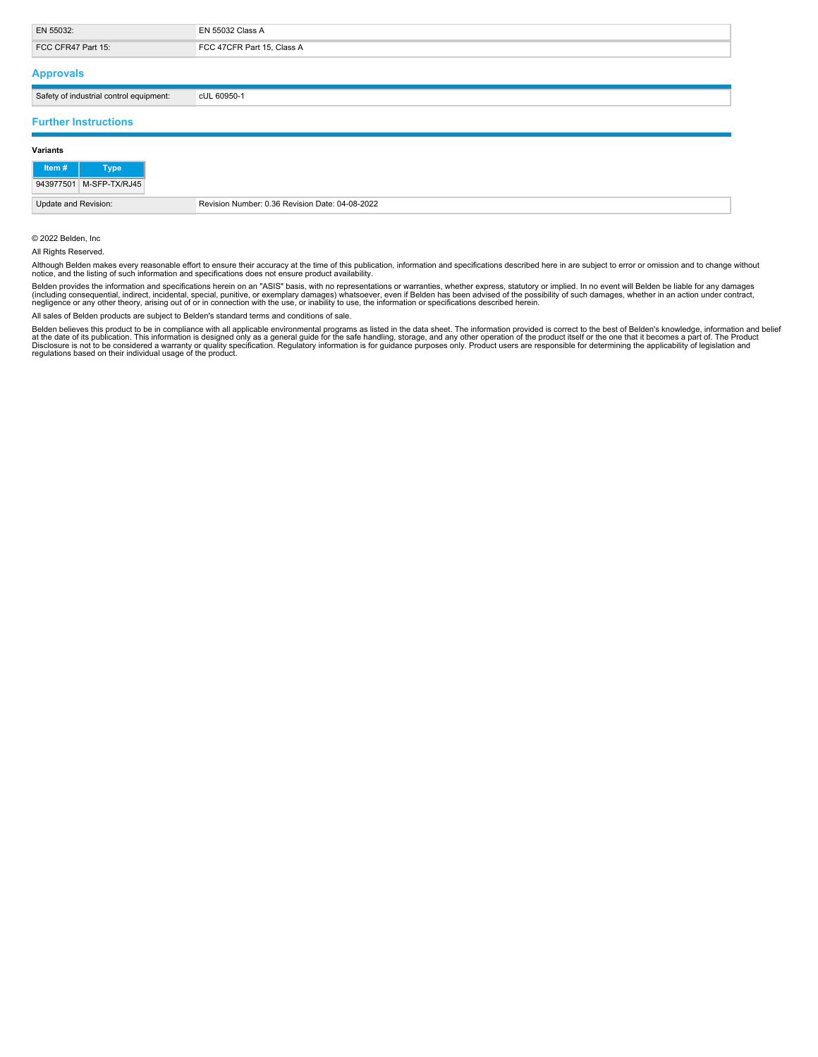| | |
|---|---|
| EN 55032: | EN 55032 Class A |
| FCC CFR47 Part 15: | FCC 47CFR Part 15, Class A |

## Approvals

| | |
|---|---|
| Safety of industrial control equipment: | cUL 60950-1 |

## Further Instructions

**Variants**

| Item # | Type |
|---|---|
| 943977501 | M-SFP-TX/RJ45 |

| | |
|---|---|
| Update and Revision: | Revision Number: 0.36 Revision Date: 04-08-2022 |

© 2022 Belden, Inc

All Rights Reserved.

Although Belden makes every reasonable effort to ensure their accuracy at the time of this publication, information and specifications described here in are subject to error or omission and to change without notice, and the listing of such information and specifications does not ensure product availability.

Belden provides the information and specifications herein on an "ASIS" basis, with no representations or warranties, whether express, statutory or implied. In no event will Belden be liable for any damages (including consequential, indirect, incidental, special, punitive, or exemplary damages) whatsoever, even if Belden has been advised of the possibility of such damages, whether in an action under contract, negligence or any other theory, arising out of or in connection with the use, or inability to use, the information or specifications described herein.

All sales of Belden products are subject to Belden's standard terms and conditions of sale.

Belden believes this product to be in compliance with all applicable environmental programs as listed in the data sheet. The information provided is correct to the best of Belden's knowledge, information and belief at the date of its publication. This information is designed only as a general guide for the safe handling, storage, and any other operation of the product itself or the one that it becomes a part of. The Product Disclosure is not to be considered a warranty or quality specification. Regulatory information is for guidance purposes only. Product users are responsible for determining the applicability of legislation and regulations based on their individual usage of the product.